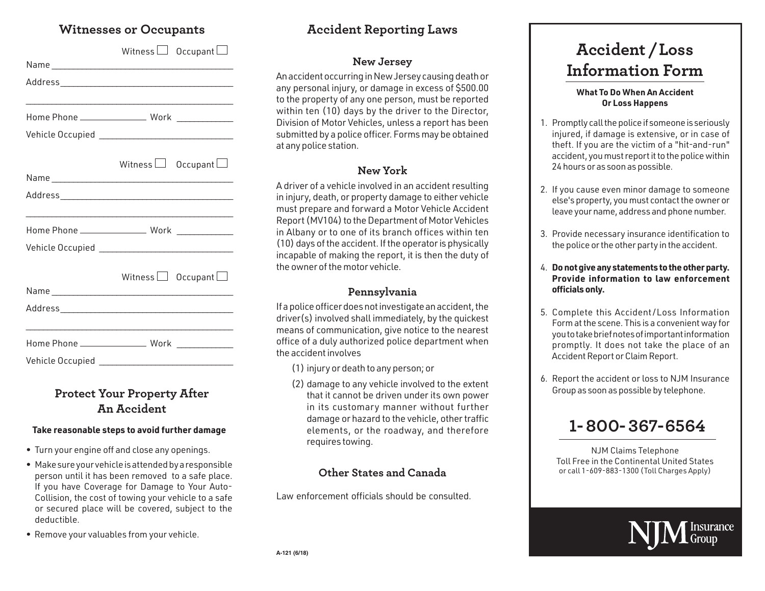## Witnesses or Occupants

Witness ☐ Occupant ☐

Name ___________________________________

Address _________________________________

_________________________________________

Home Phone _____________ Work ___________

Vehicle Occupied __________________________

Witness ☐ Occupant ☐

Name ___________________________________

Address _________________________________

_________________________________________

Home Phone _____________ Work ___________

Vehicle Occupied __________________________

Witness ☐ Occupant ☐

Name ___________________________________

Address _________________________________

_________________________________________

Home Phone _____________ Work ___________

Vehicle Occupied __________________________

## Protect Your Property After An Accident

**Take reasonable steps to avoid further damage**

- Turn your engine off and close any openings.
- Make sure your vehicle is attended by a responsible person until it has been removed to a safe place. If you have Coverage for Damage to Your Auto-Collision, the cost of towing your vehicle to a safe or secured place will be covered, subject to the deductible.
- Remove your valuables from your vehicle.

## Accident Reporting Laws

### New Jersey

An accident occurring in New Jersey causing death or any personal injury, or damage in excess of $500.00 to the property of any one person, must be reported within ten (10) days by the driver to the Director, Division of Motor Vehicles, unless a report has been submitted by a police officer. Forms may be obtained at any police station.

### New York

A driver of a vehicle involved in an accident resulting in injury, death, or property damage to either vehicle must prepare and forward a Motor Vehicle Accident Report (MV104) to the Department of Motor Vehicles in Albany or to one of its branch offices within ten (10) days of the accident. If the operator is physically incapable of making the report, it is then the duty of the owner of the motor vehicle.

### Pennsylvania

If a police officer does not investigate an accident, the driver(s) involved shall immediately, by the quickest means of communication, give notice to the nearest office of a duly authorized police department when the accident involves

(1) injury or death to any person; or

(2) damage to any vehicle involved to the extent that it cannot be driven under its own power in its customary manner without further damage or hazard to the vehicle, other traffic elements, or the roadway, and therefore requires towing.

### Other States and Canada

Law enforcement officials should be consulted.

A-121 (6/18)

# Accident / Loss Information Form

**What To Do When An Accident Or Loss Happens**

1. Promptly call the police if someone is seriously injured, if damage is extensive, or in case of theft. If you are the victim of a "hit-and-run" accident, you must report it to the police within 24 hours or as soon as possible.
2. If you cause even minor damage to someone else's property, you must contact the owner or leave your name, address and phone number.
3. Provide necessary insurance identification to the police or the other party in the accident.
4. **Do not give any statements to the other party. Provide information to law enforcement officials only.**
5. Complete this Accident/Loss Information Form at the scene. This is a convenient way for you to take brief notes of important information promptly. It does not take the place of an Accident Report or Claim Report.
6. Report the accident or loss to NJM Insurance Group as soon as possible by telephone.

## 1-800-367-6564

NJM Claims Telephone
Toll Free in the Continental United States
or call 1-609-883-1300 (Toll Charges Apply)

NJM Insurance Group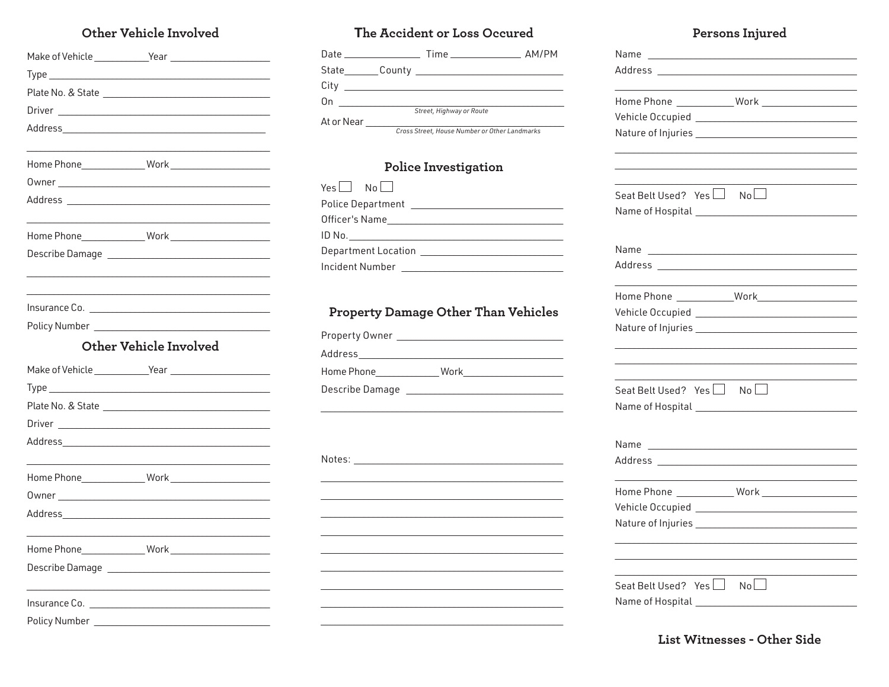## Other Vehicle Involved

Make of Vehicle ____________ Year ____________

Type ________________________________

Plate No. & State ________________________

Driver ______________________________

Address _____________________________

_____________________________________

Home Phone ____________ Work ____________

Owner _______________________________

Address _____________________________

_____________________________________

Home Phone ____________ Work ____________

Describe Damage ______________________

_____________________________________

_____________________________________

Insurance Co. _________________________

Policy Number ________________________

## Other Vehicle Involved

Make of Vehicle ____________ Year ____________

Type ________________________________

Plate No. & State ________________________

Driver ______________________________

Address _____________________________

_____________________________________

Home Phone ____________ Work ____________

Owner _______________________________

Address _____________________________

_____________________________________

Home Phone ____________ Work ____________

Describe Damage ______________________

_____________________________________

Insurance Co. _________________________

Policy Number ________________________

## The Accident or Loss Occured

Date ____________ Time ____________ AM/PM

State ______ County ______________________

City ________________________________

On _________________________________

*Street, Highway or Route*

At or Near ___________________________

*Cross Street, House Number or Other Landmarks*

## Police Investigation

Yes ☐ No ☐

Police Department _____________________

Officer's Name ________________________

ID No. ______________________________

Department Location ___________________

Incident Number _______________________

## Property Damage Other Than Vehicles

Property Owner ________________________

Address _____________________________

Home Phone ____________ Work ____________

Describe Damage ______________________

_____________________________________

Notes: ______________________________

_____________________________________

_____________________________________

_____________________________________

_____________________________________

_____________________________________

_____________________________________

_____________________________________

_____________________________________

_____________________________________

## Persons Injured

Name _______________________________

Address _____________________________

_____________________________________

Home Phone ____________ Work ____________

Vehicle Occupied ______________________

Nature of Injuries ______________________

_____________________________________

_____________________________________

_____________________________________

Seat Belt Used? Yes ☐ No ☐

Name of Hospital ______________________

Name _______________________________

Address _____________________________

_____________________________________

Home Phone ____________ Work ____________

Vehicle Occupied ______________________

Nature of Injuries ______________________

_____________________________________

_____________________________________

_____________________________________

Seat Belt Used? Yes ☐ No ☐

Name of Hospital ______________________

Name _______________________________

Address _____________________________

_____________________________________

Home Phone ____________ Work ____________

Vehicle Occupied ______________________

Nature of Injuries ______________________

_____________________________________

_____________________________________

_____________________________________

Seat Belt Used? Yes ☐ No ☐

Name of Hospital ______________________

**List Witnesses - Other Side**